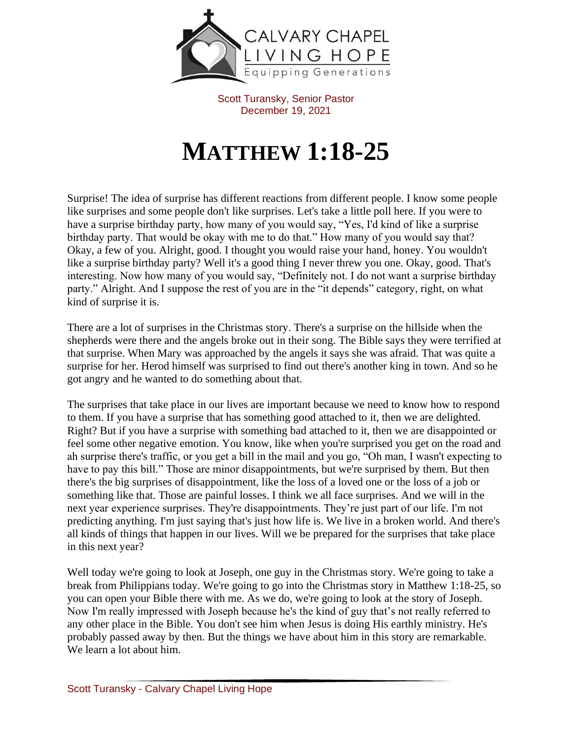CALVARY CHAPEL
LIVING HOPE
Equipping Generations

Scott Turansky, Senior Pastor
December 19, 2021

# MATTHEW 1:18-25

Surprise! The idea of surprise has different reactions from different people. I know some people like surprises and some people don't like surprises. Let's take a little poll here. If you were to have a surprise birthday party, how many of you would say, "Yes, I'd kind of like a surprise birthday party. That would be okay with me to do that." How many of you would say that? Okay, a few of you. Alright, good. I thought you would raise your hand, honey. You wouldn't like a surprise birthday party? Well it's a good thing I never threw you one. Okay, good. That's interesting. Now how many of you would say, "Definitely not. I do not want a surprise birthday party." Alright. And I suppose the rest of you are in the "it depends" category, right, on what kind of surprise it is.

There are a lot of surprises in the Christmas story. There's a surprise on the hillside when the shepherds were there and the angels broke out in their song. The Bible says they were terrified at that surprise. When Mary was approached by the angels it says she was afraid. That was quite a surprise for her. Herod himself was surprised to find out there's another king in town. And so he got angry and he wanted to do something about that.

The surprises that take place in our lives are important because we need to know how to respond to them. If you have a surprise that has something good attached to it, then we are delighted. Right? But if you have a surprise with something bad attached to it, then we are disappointed or feel some other negative emotion. You know, like when you're surprised you get on the road and ah surprise there's traffic, or you get a bill in the mail and you go, "Oh man, I wasn't expecting to have to pay this bill." Those are minor disappointments, but we're surprised by them. But then there's the big surprises of disappointment, like the loss of a loved one or the loss of a job or something like that. Those are painful losses. I think we all face surprises. And we will in the next year experience surprises. They're disappointments. They're just part of our life. I'm not predicting anything. I'm just saying that's just how life is. We live in a broken world. And there's all kinds of things that happen in our lives. Will we be prepared for the surprises that take place in this next year?

Well today we're going to look at Joseph, one guy in the Christmas story. We're going to take a break from Philippians today. We're going to go into the Christmas story in Matthew 1:18-25, so you can open your Bible there with me. As we do, we're going to look at the story of Joseph. Now I'm really impressed with Joseph because he's the kind of guy that's not really referred to any other place in the Bible. You don't see him when Jesus is doing His earthly ministry. He's probably passed away by then. But the things we have about him in this story are remarkable. We learn a lot about him.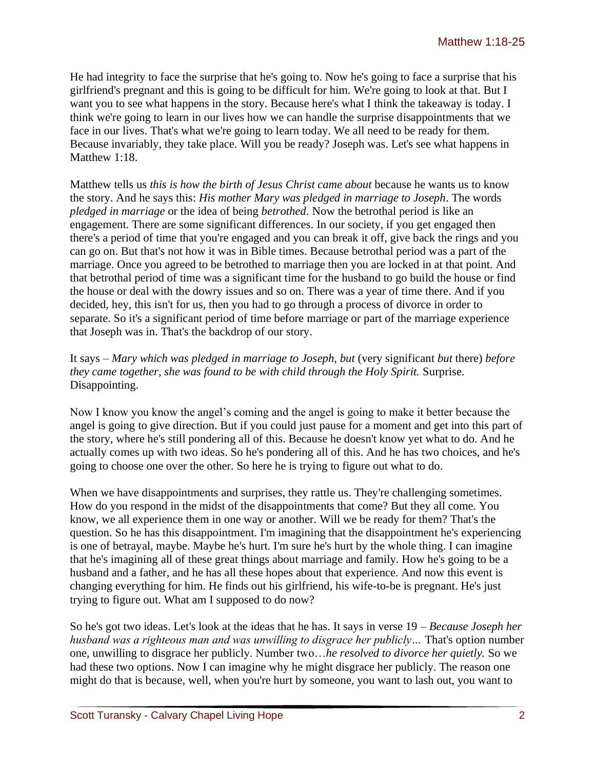He had integrity to face the surprise that he's going to. Now he's going to face a surprise that his girlfriend's pregnant and this is going to be difficult for him. We're going to look at that. But I want you to see what happens in the story. Because here's what I think the takeaway is today. I think we're going to learn in our lives how we can handle the surprise disappointments that we face in our lives. That's what we're going to learn today. We all need to be ready for them. Because invariably, they take place. Will you be ready? Joseph was. Let's see what happens in Matthew 1:18.

Matthew tells us *this is how the birth of Jesus Christ came about* because he wants us to know the story. And he says this: *His mother Mary was pledged in marriage to Joseph*. The words *pledged in marriage* or the idea of being *betrothed*. Now the betrothal period is like an engagement. There are some significant differences. In our society, if you get engaged then there's a period of time that you're engaged and you can break it off, give back the rings and you can go on. But that's not how it was in Bible times. Because betrothal period was a part of the marriage. Once you agreed to be betrothed to marriage then you are locked in at that point. And that betrothal period of time was a significant time for the husband to go build the house or find the house or deal with the dowry issues and so on. There was a year of time there. And if you decided, hey, this isn't for us, then you had to go through a process of divorce in order to separate. So it's a significant period of time before marriage or part of the marriage experience that Joseph was in. That's the backdrop of our story.

It says – *Mary which was pledged in marriage to Joseph, but* (very significant *but* there) *before they came together, she was found to be with child through the Holy Spirit.* Surprise. Disappointing.

Now I know you know the angel's coming and the angel is going to make it better because the angel is going to give direction. But if you could just pause for a moment and get into this part of the story, where he's still pondering all of this. Because he doesn't know yet what to do. And he actually comes up with two ideas. So he's pondering all of this. And he has two choices, and he's going to choose one over the other. So here he is trying to figure out what to do.

When we have disappointments and surprises, they rattle us. They're challenging sometimes. How do you respond in the midst of the disappointments that come? But they all come. You know, we all experience them in one way or another. Will we be ready for them? That's the question. So he has this disappointment. I'm imagining that the disappointment he's experiencing is one of betrayal, maybe. Maybe he's hurt. I'm sure he's hurt by the whole thing. I can imagine that he's imagining all of these great things about marriage and family. How he's going to be a husband and a father, and he has all these hopes about that experience. And now this event is changing everything for him. He finds out his girlfriend, his wife-to-be is pregnant. He's just trying to figure out. What am I supposed to do now?

So he's got two ideas. Let's look at the ideas that he has. It says in verse 19 – *Because Joseph her husband was a righteous man and was unwilling to disgrace her publicly…* That's option number one, unwilling to disgrace her publicly. Number two…*he resolved to divorce her quietly.* So we had these two options. Now I can imagine why he might disgrace her publicly. The reason one might do that is because, well, when you're hurt by someone, you want to lash out, you want to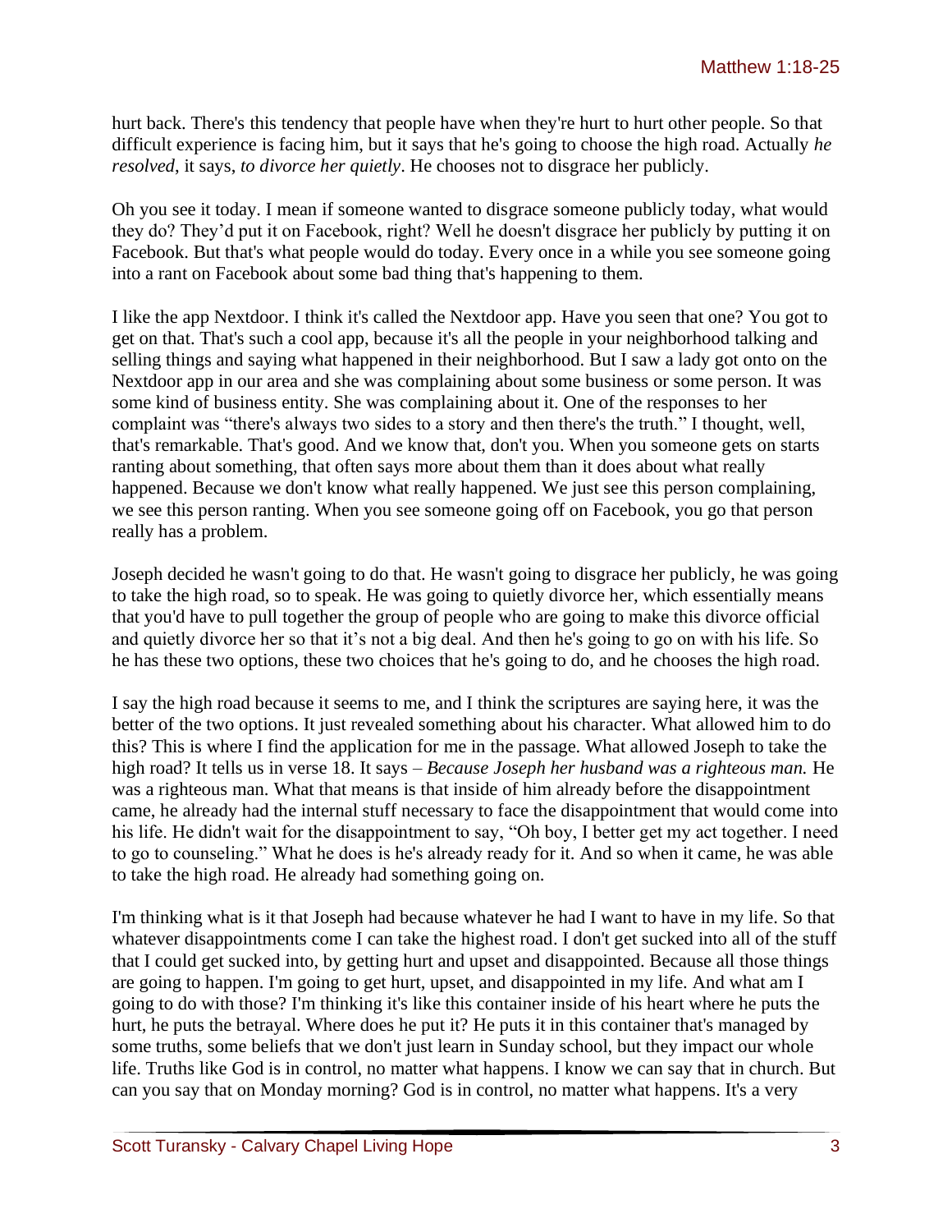hurt back. There's this tendency that people have when they're hurt to hurt other people. So that difficult experience is facing him, but it says that he's going to choose the high road. Actually *he resolved*, it says, *to divorce her quietly*. He chooses not to disgrace her publicly.

Oh you see it today. I mean if someone wanted to disgrace someone publicly today, what would they do? They'd put it on Facebook, right? Well he doesn't disgrace her publicly by putting it on Facebook. But that's what people would do today. Every once in a while you see someone going into a rant on Facebook about some bad thing that's happening to them.

I like the app Nextdoor. I think it's called the Nextdoor app. Have you seen that one? You got to get on that. That's such a cool app, because it's all the people in your neighborhood talking and selling things and saying what happened in their neighborhood. But I saw a lady got onto on the Nextdoor app in our area and she was complaining about some business or some person. It was some kind of business entity. She was complaining about it. One of the responses to her complaint was "there's always two sides to a story and then there's the truth." I thought, well, that's remarkable. That's good. And we know that, don't you. When you someone gets on starts ranting about something, that often says more about them than it does about what really happened. Because we don't know what really happened. We just see this person complaining, we see this person ranting. When you see someone going off on Facebook, you go that person really has a problem.

Joseph decided he wasn't going to do that. He wasn't going to disgrace her publicly, he was going to take the high road, so to speak. He was going to quietly divorce her, which essentially means that you'd have to pull together the group of people who are going to make this divorce official and quietly divorce her so that it's not a big deal. And then he's going to go on with his life. So he has these two options, these two choices that he's going to do, and he chooses the high road.

I say the high road because it seems to me, and I think the scriptures are saying here, it was the better of the two options. It just revealed something about his character. What allowed him to do this? This is where I find the application for me in the passage. What allowed Joseph to take the high road? It tells us in verse 18. It says – *Because Joseph her husband was a righteous man.* He was a righteous man. What that means is that inside of him already before the disappointment came, he already had the internal stuff necessary to face the disappointment that would come into his life. He didn't wait for the disappointment to say, "Oh boy, I better get my act together. I need to go to counseling." What he does is he's already ready for it. And so when it came, he was able to take the high road. He already had something going on.

I'm thinking what is it that Joseph had because whatever he had I want to have in my life. So that whatever disappointments come I can take the highest road. I don't get sucked into all of the stuff that I could get sucked into, by getting hurt and upset and disappointed. Because all those things are going to happen. I'm going to get hurt, upset, and disappointed in my life. And what am I going to do with those? I'm thinking it's like this container inside of his heart where he puts the hurt, he puts the betrayal. Where does he put it? He puts it in this container that's managed by some truths, some beliefs that we don't just learn in Sunday school, but they impact our whole life. Truths like God is in control, no matter what happens. I know we can say that in church. But can you say that on Monday morning? God is in control, no matter what happens. It's a very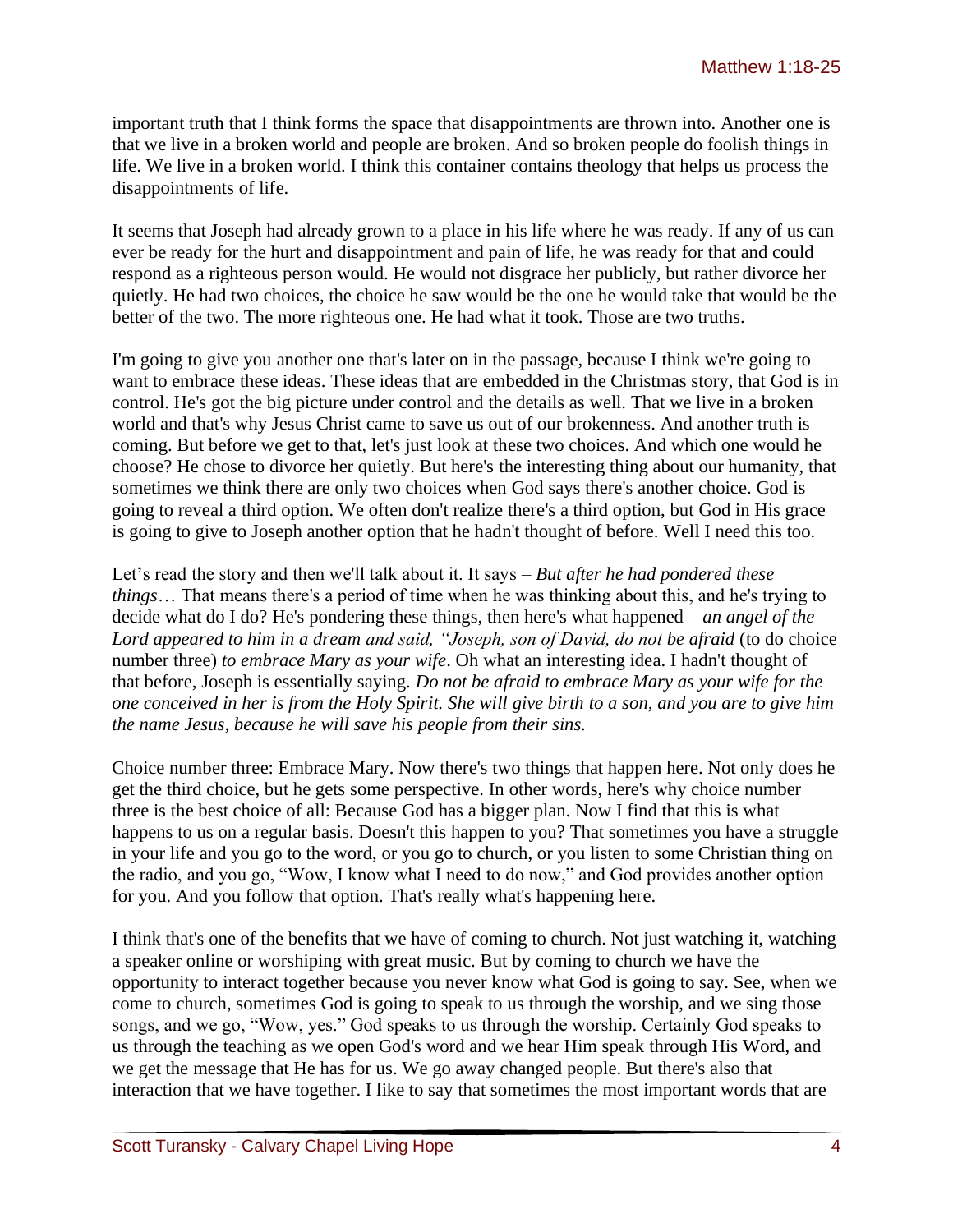important truth that I think forms the space that disappointments are thrown into. Another one is that we live in a broken world and people are broken. And so broken people do foolish things in life. We live in a broken world. I think this container contains theology that helps us process the disappointments of life.

It seems that Joseph had already grown to a place in his life where he was ready. If any of us can ever be ready for the hurt and disappointment and pain of life, he was ready for that and could respond as a righteous person would. He would not disgrace her publicly, but rather divorce her quietly. He had two choices, the choice he saw would be the one he would take that would be the better of the two. The more righteous one. He had what it took. Those are two truths.

I'm going to give you another one that's later on in the passage, because I think we're going to want to embrace these ideas. These ideas that are embedded in the Christmas story, that God is in control. He's got the big picture under control and the details as well. That we live in a broken world and that's why Jesus Christ came to save us out of our brokenness. And another truth is coming. But before we get to that, let's just look at these two choices. And which one would he choose? He chose to divorce her quietly. But here's the interesting thing about our humanity, that sometimes we think there are only two choices when God says there's another choice. God is going to reveal a third option. We often don't realize there's a third option, but God in His grace is going to give to Joseph another option that he hadn't thought of before. Well I need this too.

Let's read the story and then we'll talk about it. It says – *But after he had pondered these things*… That means there's a period of time when he was thinking about this, and he's trying to decide what do I do? He's pondering these things, then here's what happened – *an angel of the Lord appeared to him in a dream and said, "Joseph, son of David, do not be afraid* (to do choice number three) *to embrace Mary as your wife*. Oh what an interesting idea. I hadn't thought of that before, Joseph is essentially saying. *Do not be afraid to embrace Mary as your wife for the one conceived in her is from the Holy Spirit. She will give birth to a son, and you are to give him the name Jesus, because he will save his people from their sins.*

Choice number three: Embrace Mary. Now there's two things that happen here. Not only does he get the third choice, but he gets some perspective. In other words, here's why choice number three is the best choice of all: Because God has a bigger plan. Now I find that this is what happens to us on a regular basis. Doesn't this happen to you? That sometimes you have a struggle in your life and you go to the word, or you go to church, or you listen to some Christian thing on the radio, and you go, "Wow, I know what I need to do now," and God provides another option for you. And you follow that option. That's really what's happening here.

I think that's one of the benefits that we have of coming to church. Not just watching it, watching a speaker online or worshiping with great music. But by coming to church we have the opportunity to interact together because you never know what God is going to say. See, when we come to church, sometimes God is going to speak to us through the worship, and we sing those songs, and we go, "Wow, yes." God speaks to us through the worship. Certainly God speaks to us through the teaching as we open God's word and we hear Him speak through His Word, and we get the message that He has for us. We go away changed people. But there's also that interaction that we have together. I like to say that sometimes the most important words that are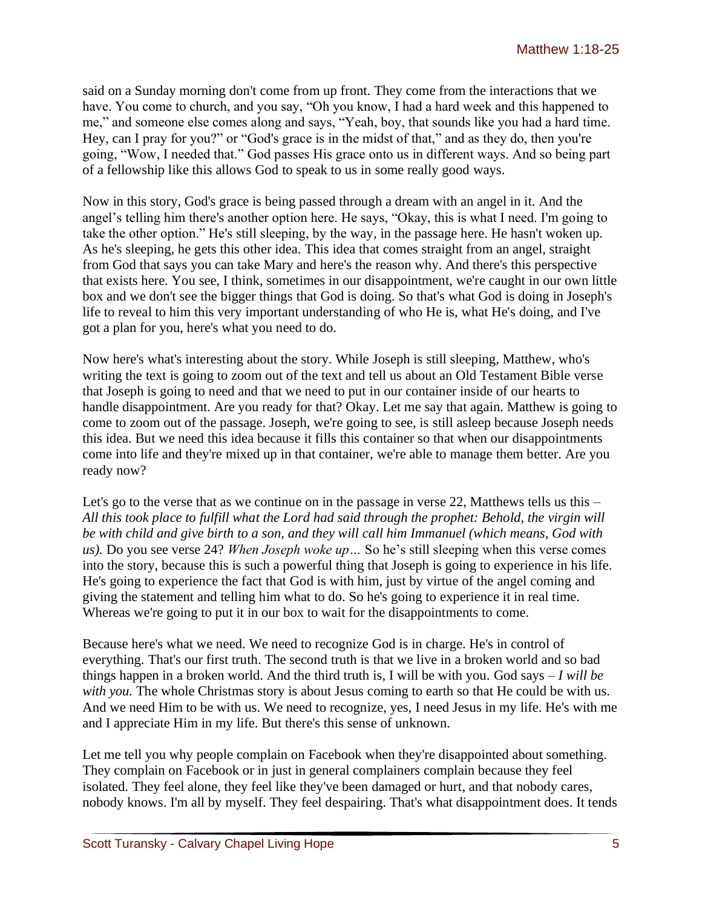said on a Sunday morning don't come from up front. They come from the interactions that we have. You come to church, and you say, "Oh you know, I had a hard week and this happened to me," and someone else comes along and says, "Yeah, boy, that sounds like you had a hard time. Hey, can I pray for you?" or "God's grace is in the midst of that," and as they do, then you're going, "Wow, I needed that." God passes His grace onto us in different ways. And so being part of a fellowship like this allows God to speak to us in some really good ways.

Now in this story, God's grace is being passed through a dream with an angel in it. And the angel's telling him there's another option here. He says, "Okay, this is what I need. I'm going to take the other option." He's still sleeping, by the way, in the passage here. He hasn't woken up. As he's sleeping, he gets this other idea. This idea that comes straight from an angel, straight from God that says you can take Mary and here's the reason why. And there's this perspective that exists here. You see, I think, sometimes in our disappointment, we're caught in our own little box and we don't see the bigger things that God is doing. So that's what God is doing in Joseph's life to reveal to him this very important understanding of who He is, what He's doing, and I've got a plan for you, here's what you need to do.

Now here's what's interesting about the story. While Joseph is still sleeping, Matthew, who's writing the text is going to zoom out of the text and tell us about an Old Testament Bible verse that Joseph is going to need and that we need to put in our container inside of our hearts to handle disappointment. Are you ready for that? Okay. Let me say that again. Matthew is going to come to zoom out of the passage. Joseph, we're going to see, is still asleep because Joseph needs this idea. But we need this idea because it fills this container so that when our disappointments come into life and they're mixed up in that container, we're able to manage them better. Are you ready now?

Let's go to the verse that as we continue on in the passage in verse 22, Matthews tells us this – *All this took place to fulfill what the Lord had said through the prophet: Behold, the virgin will be with child and give birth to a son, and they will call him Immanuel (which means, God with us).* Do you see verse 24? *When Joseph woke up…* So he's still sleeping when this verse comes into the story, because this is such a powerful thing that Joseph is going to experience in his life. He's going to experience the fact that God is with him, just by virtue of the angel coming and giving the statement and telling him what to do. So he's going to experience it in real time. Whereas we're going to put it in our box to wait for the disappointments to come.

Because here's what we need. We need to recognize God is in charge. He's in control of everything. That's our first truth. The second truth is that we live in a broken world and so bad things happen in a broken world. And the third truth is, I will be with you. God says – *I will be with you.* The whole Christmas story is about Jesus coming to earth so that He could be with us. And we need Him to be with us. We need to recognize, yes, I need Jesus in my life. He's with me and I appreciate Him in my life. But there's this sense of unknown.

Let me tell you why people complain on Facebook when they're disappointed about something. They complain on Facebook or in just in general complainers complain because they feel isolated. They feel alone, they feel like they've been damaged or hurt, and that nobody cares, nobody knows. I'm all by myself. They feel despairing. That's what disappointment does. It tends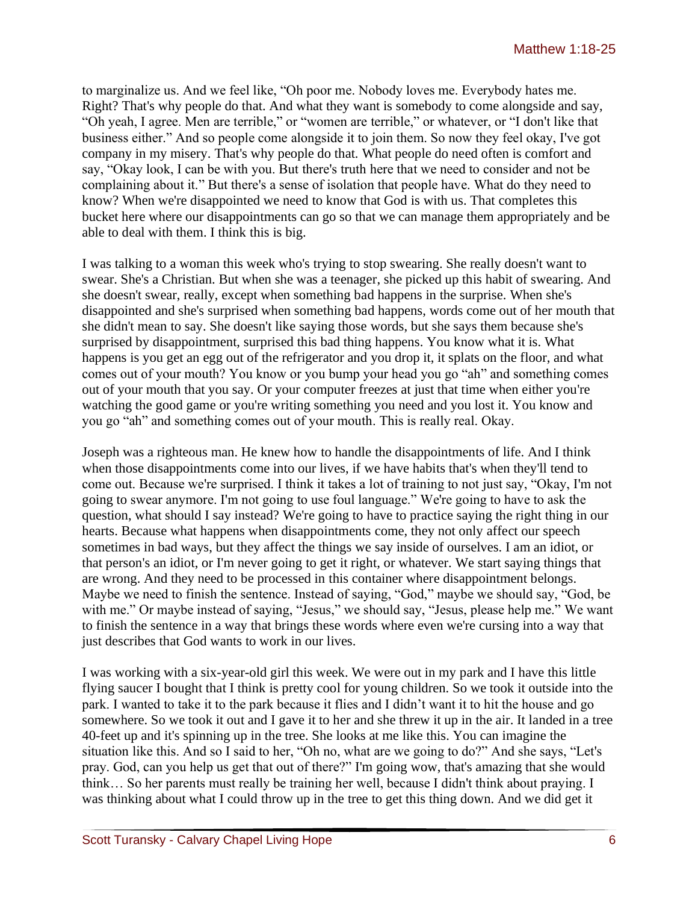to marginalize us. And we feel like, "Oh poor me. Nobody loves me. Everybody hates me. Right? That's why people do that. And what they want is somebody to come alongside and say, "Oh yeah, I agree. Men are terrible," or "women are terrible," or whatever, or "I don't like that business either." And so people come alongside it to join them. So now they feel okay, I've got company in my misery. That's why people do that. What people do need often is comfort and say, "Okay look, I can be with you. But there's truth here that we need to consider and not be complaining about it." But there's a sense of isolation that people have. What do they need to know? When we're disappointed we need to know that God is with us. That completes this bucket here where our disappointments can go so that we can manage them appropriately and be able to deal with them. I think this is big.

I was talking to a woman this week who's trying to stop swearing. She really doesn't want to swear. She's a Christian. But when she was a teenager, she picked up this habit of swearing. And she doesn't swear, really, except when something bad happens in the surprise. When she's disappointed and she's surprised when something bad happens, words come out of her mouth that she didn't mean to say. She doesn't like saying those words, but she says them because she's surprised by disappointment, surprised this bad thing happens. You know what it is. What happens is you get an egg out of the refrigerator and you drop it, it splats on the floor, and what comes out of your mouth? You know or you bump your head you go "ah" and something comes out of your mouth that you say. Or your computer freezes at just that time when either you're watching the good game or you're writing something you need and you lost it. You know and you go "ah" and something comes out of your mouth. This is really real. Okay.

Joseph was a righteous man. He knew how to handle the disappointments of life. And I think when those disappointments come into our lives, if we have habits that's when they'll tend to come out. Because we're surprised. I think it takes a lot of training to not just say, "Okay, I'm not going to swear anymore. I'm not going to use foul language." We're going to have to ask the question, what should I say instead? We're going to have to practice saying the right thing in our hearts. Because what happens when disappointments come, they not only affect our speech sometimes in bad ways, but they affect the things we say inside of ourselves. I am an idiot, or that person's an idiot, or I'm never going to get it right, or whatever. We start saying things that are wrong. And they need to be processed in this container where disappointment belongs. Maybe we need to finish the sentence. Instead of saying, "God," maybe we should say, "God, be with me." Or maybe instead of saying, "Jesus," we should say, "Jesus, please help me." We want to finish the sentence in a way that brings these words where even we're cursing into a way that just describes that God wants to work in our lives.

I was working with a six-year-old girl this week. We were out in my park and I have this little flying saucer I bought that I think is pretty cool for young children. So we took it outside into the park. I wanted to take it to the park because it flies and I didn't want it to hit the house and go somewhere. So we took it out and I gave it to her and she threw it up in the air. It landed in a tree 40-feet up and it's spinning up in the tree. She looks at me like this. You can imagine the situation like this. And so I said to her, "Oh no, what are we going to do?" And she says, "Let's pray. God, can you help us get that out of there?" I'm going wow, that's amazing that she would think… So her parents must really be training her well, because I didn't think about praying. I was thinking about what I could throw up in the tree to get this thing down. And we did get it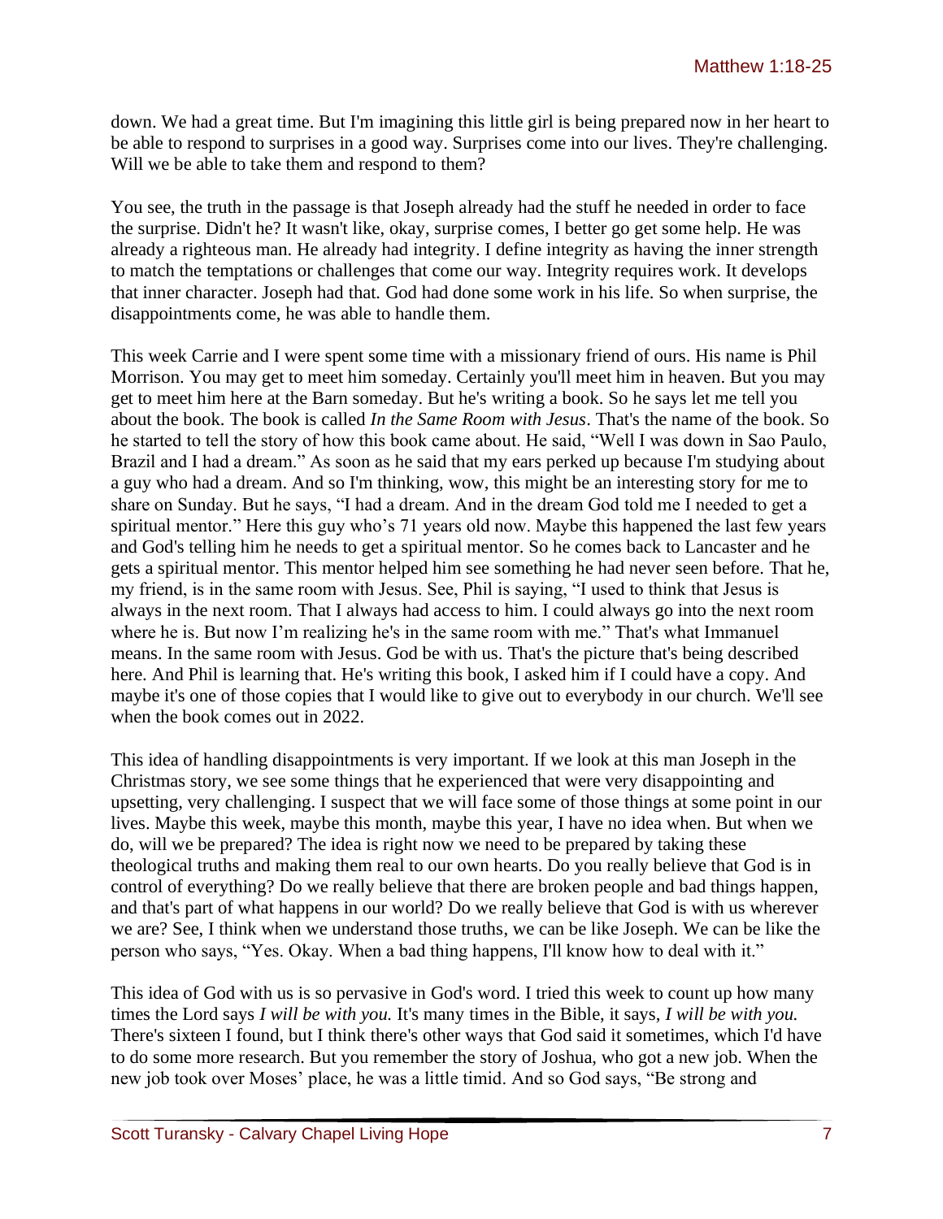down. We had a great time. But I'm imagining this little girl is being prepared now in her heart to be able to respond to surprises in a good way. Surprises come into our lives. They're challenging. Will we be able to take them and respond to them?

You see, the truth in the passage is that Joseph already had the stuff he needed in order to face the surprise. Didn't he? It wasn't like, okay, surprise comes, I better go get some help. He was already a righteous man. He already had integrity. I define integrity as having the inner strength to match the temptations or challenges that come our way. Integrity requires work. It develops that inner character. Joseph had that. God had done some work in his life. So when surprise, the disappointments come, he was able to handle them.

This week Carrie and I were spent some time with a missionary friend of ours. His name is Phil Morrison. You may get to meet him someday. Certainly you'll meet him in heaven. But you may get to meet him here at the Barn someday. But he's writing a book. So he says let me tell you about the book. The book is called *In the Same Room with Jesus*. That's the name of the book. So he started to tell the story of how this book came about. He said, "Well I was down in Sao Paulo, Brazil and I had a dream." As soon as he said that my ears perked up because I'm studying about a guy who had a dream. And so I'm thinking, wow, this might be an interesting story for me to share on Sunday. But he says, "I had a dream. And in the dream God told me I needed to get a spiritual mentor." Here this guy who's 71 years old now. Maybe this happened the last few years and God's telling him he needs to get a spiritual mentor. So he comes back to Lancaster and he gets a spiritual mentor. This mentor helped him see something he had never seen before. That he, my friend, is in the same room with Jesus. See, Phil is saying, "I used to think that Jesus is always in the next room. That I always had access to him. I could always go into the next room where he is. But now I'm realizing he's in the same room with me." That's what Immanuel means. In the same room with Jesus. God be with us. That's the picture that's being described here. And Phil is learning that. He's writing this book, I asked him if I could have a copy. And maybe it's one of those copies that I would like to give out to everybody in our church. We'll see when the book comes out in 2022.

This idea of handling disappointments is very important. If we look at this man Joseph in the Christmas story, we see some things that he experienced that were very disappointing and upsetting, very challenging. I suspect that we will face some of those things at some point in our lives. Maybe this week, maybe this month, maybe this year, I have no idea when. But when we do, will we be prepared? The idea is right now we need to be prepared by taking these theological truths and making them real to our own hearts. Do you really believe that God is in control of everything? Do we really believe that there are broken people and bad things happen, and that's part of what happens in our world? Do we really believe that God is with us wherever we are? See, I think when we understand those truths, we can be like Joseph. We can be like the person who says, "Yes. Okay. When a bad thing happens, I'll know how to deal with it."

This idea of God with us is so pervasive in God's word. I tried this week to count up how many times the Lord says *I will be with you.* It's many times in the Bible, it says, *I will be with you.* There's sixteen I found, but I think there's other ways that God said it sometimes, which I'd have to do some more research. But you remember the story of Joshua, who got a new job. When the new job took over Moses' place, he was a little timid. And so God says, "Be strong and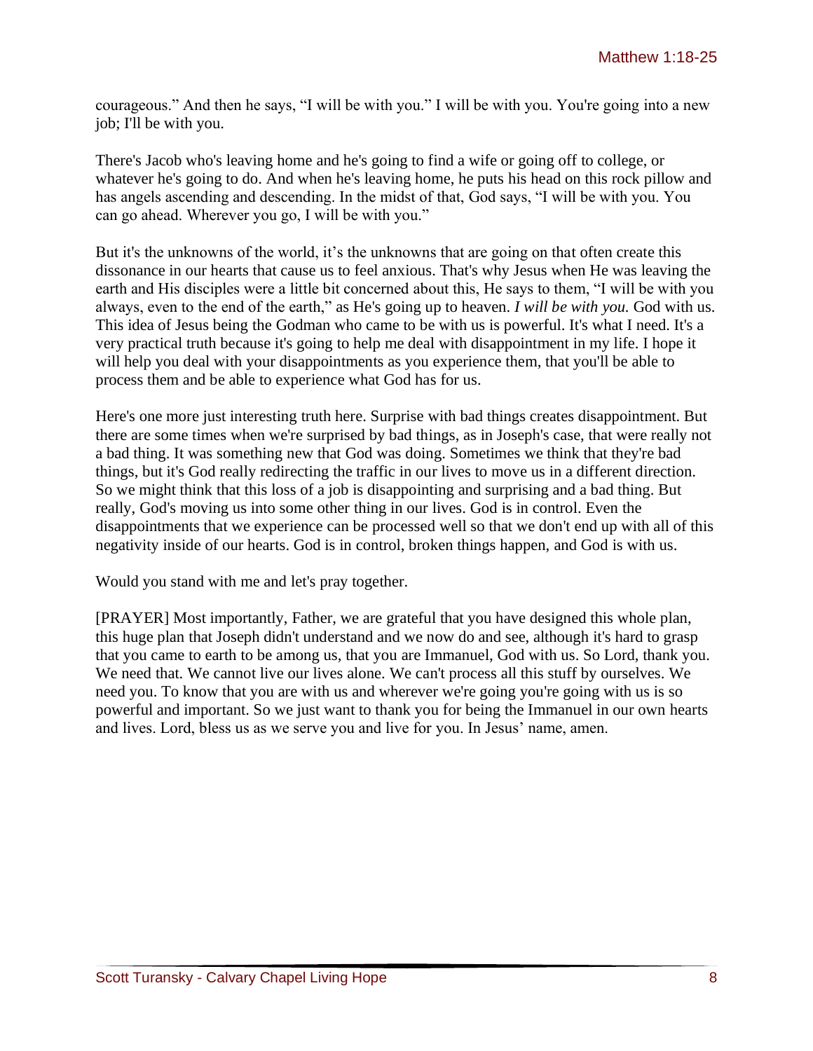courageous." And then he says, "I will be with you." I will be with you. You're going into a new job; I'll be with you.

There's Jacob who's leaving home and he's going to find a wife or going off to college, or whatever he's going to do. And when he's leaving home, he puts his head on this rock pillow and has angels ascending and descending. In the midst of that, God says, "I will be with you. You can go ahead. Wherever you go, I will be with you."

But it's the unknowns of the world, it's the unknowns that are going on that often create this dissonance in our hearts that cause us to feel anxious. That's why Jesus when He was leaving the earth and His disciples were a little bit concerned about this, He says to them, "I will be with you always, even to the end of the earth," as He's going up to heaven. *I will be with you.* God with us. This idea of Jesus being the Godman who came to be with us is powerful. It's what I need. It's a very practical truth because it's going to help me deal with disappointment in my life. I hope it will help you deal with your disappointments as you experience them, that you'll be able to process them and be able to experience what God has for us.

Here's one more just interesting truth here. Surprise with bad things creates disappointment. But there are some times when we're surprised by bad things, as in Joseph's case, that were really not a bad thing. It was something new that God was doing. Sometimes we think that they're bad things, but it's God really redirecting the traffic in our lives to move us in a different direction. So we might think that this loss of a job is disappointing and surprising and a bad thing. But really, God's moving us into some other thing in our lives. God is in control. Even the disappointments that we experience can be processed well so that we don't end up with all of this negativity inside of our hearts. God is in control, broken things happen, and God is with us.

Would you stand with me and let's pray together.

[PRAYER] Most importantly, Father, we are grateful that you have designed this whole plan, this huge plan that Joseph didn't understand and we now do and see, although it's hard to grasp that you came to earth to be among us, that you are Immanuel, God with us. So Lord, thank you. We need that. We cannot live our lives alone. We can't process all this stuff by ourselves. We need you. To know that you are with us and wherever we're going you're going with us is so powerful and important. So we just want to thank you for being the Immanuel in our own hearts and lives. Lord, bless us as we serve you and live for you. In Jesus' name, amen.